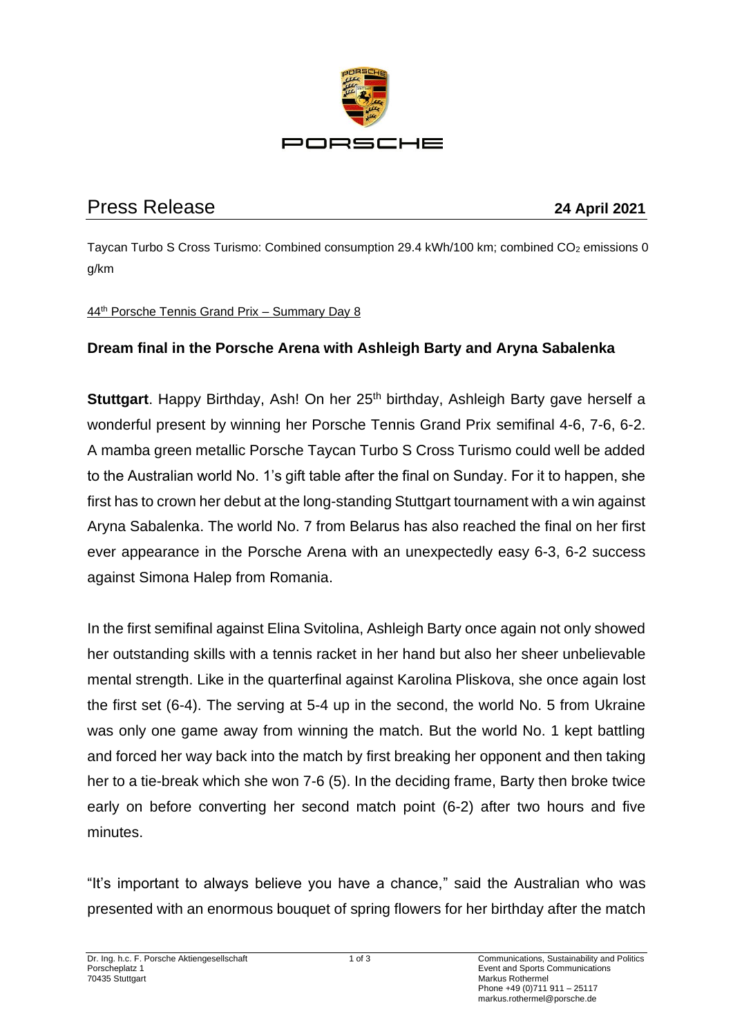# Press Release

**24 April 2021**

Taycan Turbo S Cross Turismo: Combined consumption 29.4 kWh/100 km; combined $CO_2$ emissions 0 g/km

44th Porsche Tennis Grand Prix – Summary Day 8

## Dream final in the Porsche Arena with Ashleigh Barty and Aryna Sabalenka

**Stuttgart**. Happy Birthday, Ash! On her 25th birthday, Ashleigh Barty gave herself a wonderful present by winning her Porsche Tennis Grand Prix semifinal 4-6, 7-6, 6-2. A mamba green metallic Porsche Taycan Turbo S Cross Turismo could well be added to the Australian world No. 1's gift table after the final on Sunday. For it to happen, she first has to crown her debut at the long-standing Stuttgart tournament with a win against Aryna Sabalenka. The world No. 7 from Belarus has also reached the final on her first ever appearance in the Porsche Arena with an unexpectedly easy 6-3, 6-2 success against Simona Halep from Romania.

In the first semifinal against Elina Svitolina, Ashleigh Barty once again not only showed her outstanding skills with a tennis racket in her hand but also her sheer unbelievable mental strength. Like in the quarterfinal against Karolina Pliskova, she once again lost the first set (6-4). The serving at 5-4 up in the second, the world No. 5 from Ukraine was only one game away from winning the match. But the world No. 1 kept battling and forced her way back into the match by first breaking her opponent and then taking her to a tie-break which she won 7-6 (5). In the deciding frame, Barty then broke twice early on before converting her second match point (6-2) after two hours and five minutes.

"It's important to always believe you have a chance," said the Australian who was presented with an enormous bouquet of spring flowers for her birthday after the match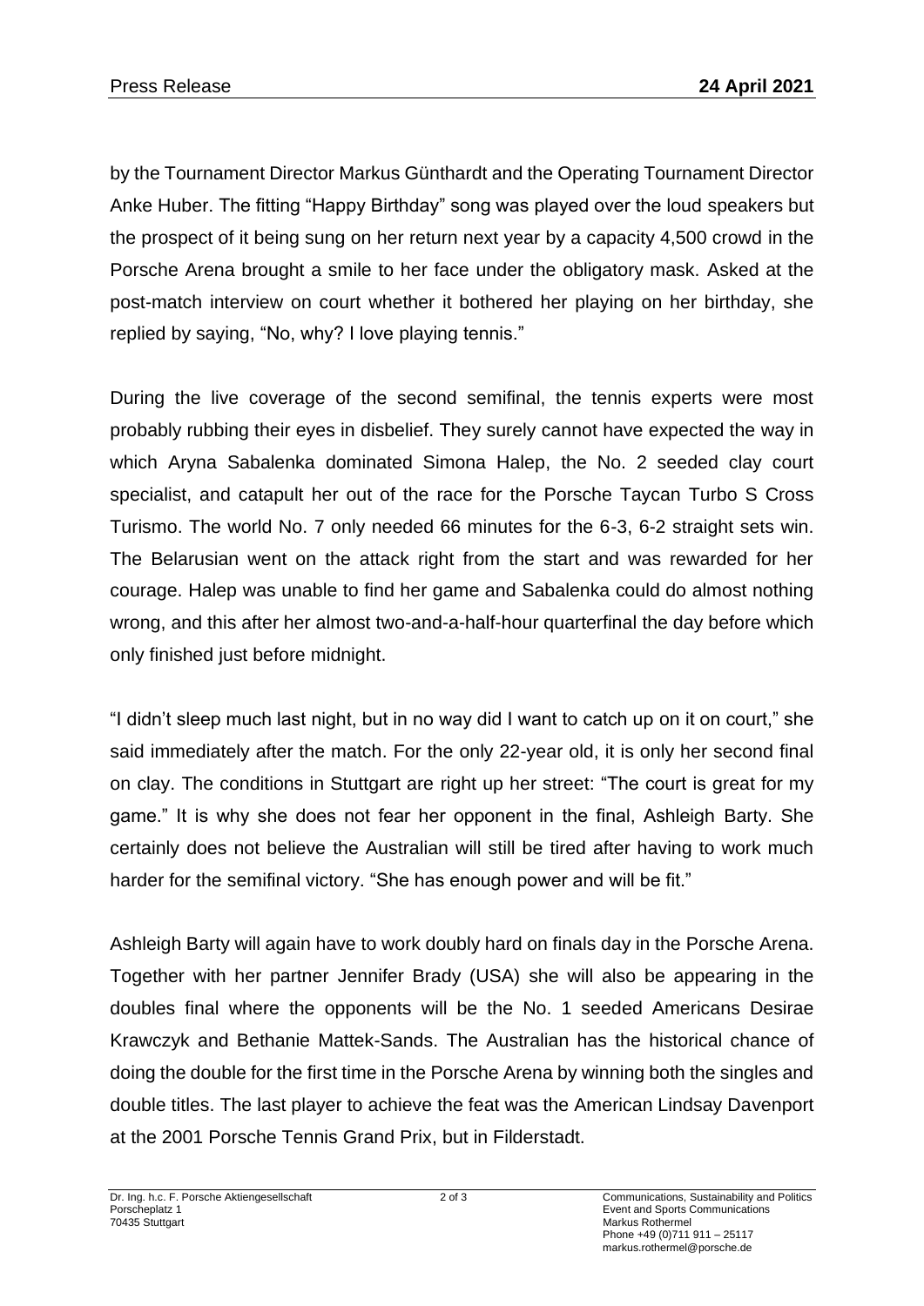by the Tournament Director Markus Günthardt and the Operating Tournament Director Anke Huber. The fitting "Happy Birthday" song was played over the loud speakers but the prospect of it being sung on her return next year by a capacity 4,500 crowd in the Porsche Arena brought a smile to her face under the obligatory mask. Asked at the post-match interview on court whether it bothered her playing on her birthday, she replied by saying, "No, why? I love playing tennis."

During the live coverage of the second semifinal, the tennis experts were most probably rubbing their eyes in disbelief. They surely cannot have expected the way in which Aryna Sabalenka dominated Simona Halep, the No. 2 seeded clay court specialist, and catapult her out of the race for the Porsche Taycan Turbo S Cross Turismo. The world No. 7 only needed 66 minutes for the 6-3, 6-2 straight sets win. The Belarusian went on the attack right from the start and was rewarded for her courage. Halep was unable to find her game and Sabalenka could do almost nothing wrong, and this after her almost two-and-a-half-hour quarterfinal the day before which only finished just before midnight.

"I didn't sleep much last night, but in no way did I want to catch up on it on court," she said immediately after the match. For the only 22-year old, it is only her second final on clay. The conditions in Stuttgart are right up her street: "The court is great for my game." It is why she does not fear her opponent in the final, Ashleigh Barty. She certainly does not believe the Australian will still be tired after having to work much harder for the semifinal victory. "She has enough power and will be fit."

Ashleigh Barty will again have to work doubly hard on finals day in the Porsche Arena. Together with her partner Jennifer Brady (USA) she will also be appearing in the doubles final where the opponents will be the No. 1 seeded Americans Desirae Krawczyk and Bethanie Mattek-Sands. The Australian has the historical chance of doing the double for the first time in the Porsche Arena by winning both the singles and double titles. The last player to achieve the feat was the American Lindsay Davenport at the 2001 Porsche Tennis Grand Prix, but in Filderstadt.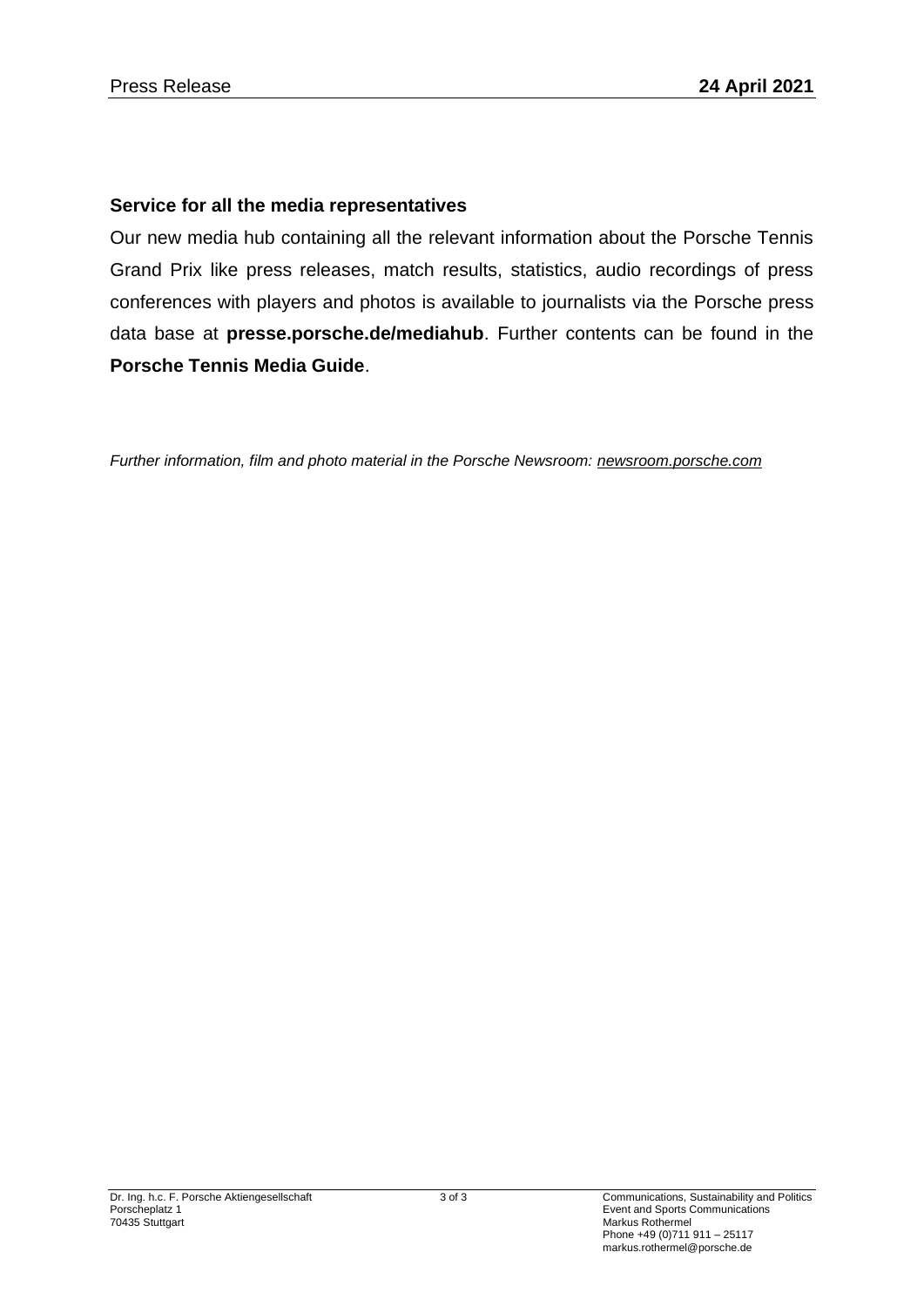**Service for all the media representatives**

Our new media hub containing all the relevant information about the Porsche Tennis Grand Prix like press releases, match results, statistics, audio recordings of press conferences with players and photos is available to journalists via the Porsche press data base at **presse.porsche.de/mediahub**. Further contents can be found in the **Porsche Tennis Media Guide**.

*Further information, film and photo material in the Porsche Newsroom: newsroom.porsche.com*